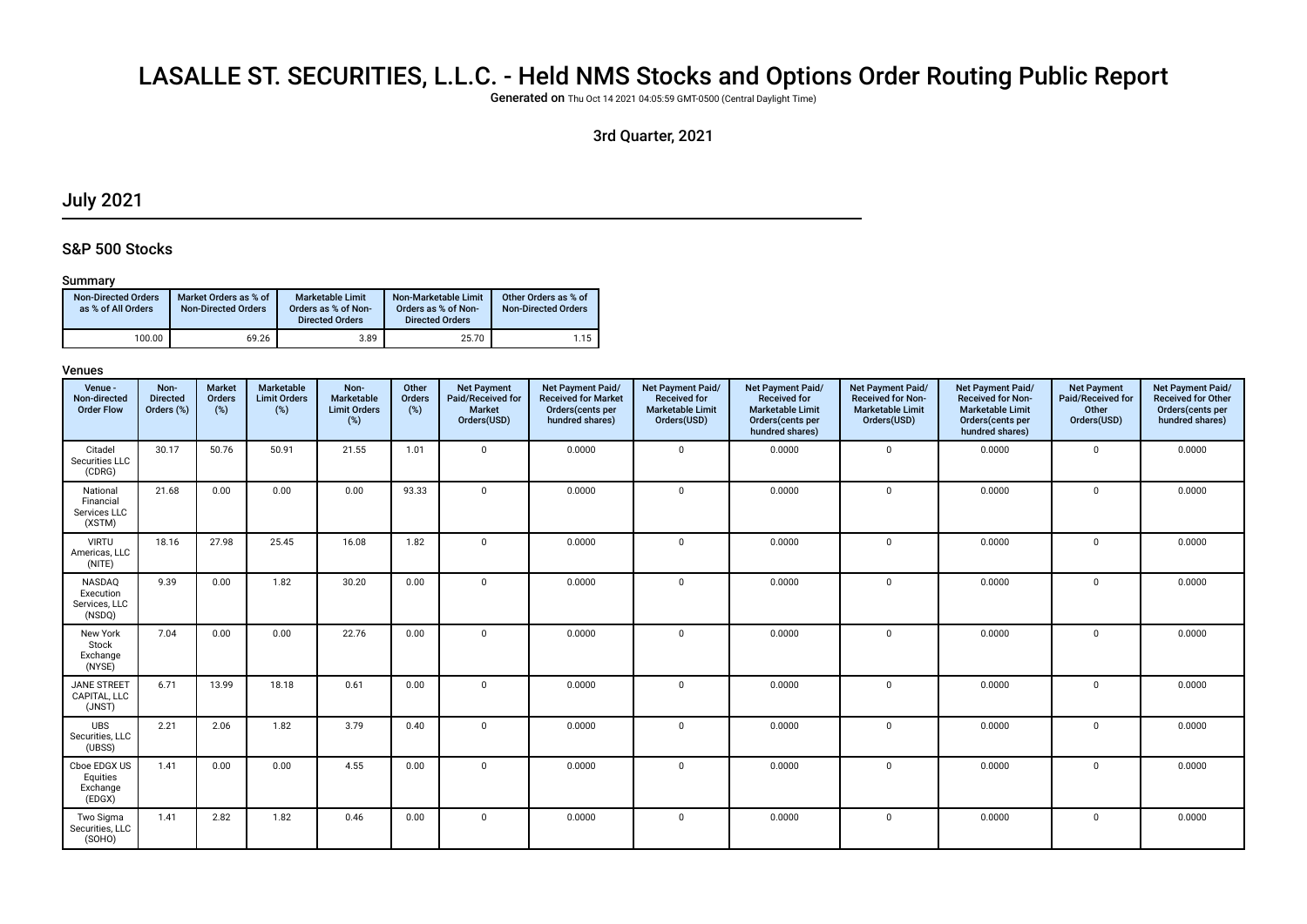# LASALLE ST. SECURITIES, L.L.C. - Held NMS Stocks and Options Order Routing Public Report

**Generated on** Thu Oct 14 2021 04:05:59 GMT-0500 (Central Daylight Time)

3rd Quarter, 2021

## July 2021

### S&P 500 Stocks

#### Summary

| Non-Directed Orders as % of All Orders | Market Orders as % of Non-Directed Orders | Marketable Limit Orders as % of Non-Directed Orders | Non-Marketable Limit Orders as % of Non-Directed Orders | Other Orders as % of Non-Directed Orders |
|---|---|---|---|---|
| 100.00 | 69.26 | 3.89 | 25.70 | 1.15 |

#### Venues

| Venue - Non-directed Order Flow | Non-Directed Orders (%) | Market Orders (%) | Marketable Limit Orders (%) | Non-Marketable Limit Orders (%) | Other Orders (%) | Net Payment Paid/Received for Market Orders(USD) | Net Payment Paid/ Received for Market Orders(cents per hundred shares) | Net Payment Paid/ Received for Marketable Limit Orders(USD) | Net Payment Paid/ Received for Marketable Limit Orders(cents per hundred shares) | Net Payment Paid/ Received for Non-Marketable Limit Orders(USD) | Net Payment Paid/ Received for Non-Marketable Limit Orders(cents per hundred shares) | Net Payment Paid/Received for Other Orders(USD) | Net Payment Paid/ Received for Other Orders(cents per hundred shares) |
|---|---|---|---|---|---|---|---|---|---|---|---|---|---|
| Citadel Securities LLC (CDRG) | 30.17 | 50.76 | 50.91 | 21.55 | 1.01 | 0 | 0.0000 | 0 | 0.0000 | 0 | 0.0000 | 0 | 0.0000 |
| National Financial Services LLC (XSTM) | 21.68 | 0.00 | 0.00 | 0.00 | 93.33 | 0 | 0.0000 | 0 | 0.0000 | 0 | 0.0000 | 0 | 0.0000 |
| VIRTU Americas, LLC (NITE) | 18.16 | 27.98 | 25.45 | 16.08 | 1.82 | 0 | 0.0000 | 0 | 0.0000 | 0 | 0.0000 | 0 | 0.0000 |
| NASDAQ Execution Services, LLC (NSDQ) | 9.39 | 0.00 | 1.82 | 30.20 | 0.00 | 0 | 0.0000 | 0 | 0.0000 | 0 | 0.0000 | 0 | 0.0000 |
| New York Stock Exchange (NYSE) | 7.04 | 0.00 | 0.00 | 22.76 | 0.00 | 0 | 0.0000 | 0 | 0.0000 | 0 | 0.0000 | 0 | 0.0000 |
| JANE STREET CAPITAL, LLC (JNST) | 6.71 | 13.99 | 18.18 | 0.61 | 0.00 | 0 | 0.0000 | 0 | 0.0000 | 0 | 0.0000 | 0 | 0.0000 |
| UBS Securities, LLC (UBSS) | 2.21 | 2.06 | 1.82 | 3.79 | 0.40 | 0 | 0.0000 | 0 | 0.0000 | 0 | 0.0000 | 0 | 0.0000 |
| Cboe EDGX US Equities Exchange (EDGX) | 1.41 | 0.00 | 0.00 | 4.55 | 0.00 | 0 | 0.0000 | 0 | 0.0000 | 0 | 0.0000 | 0 | 0.0000 |
| Two Sigma Securities, LLC (SOHO) | 1.41 | 2.82 | 1.82 | 0.46 | 0.00 | 0 | 0.0000 | 0 | 0.0000 | 0 | 0.0000 | 0 | 0.0000 |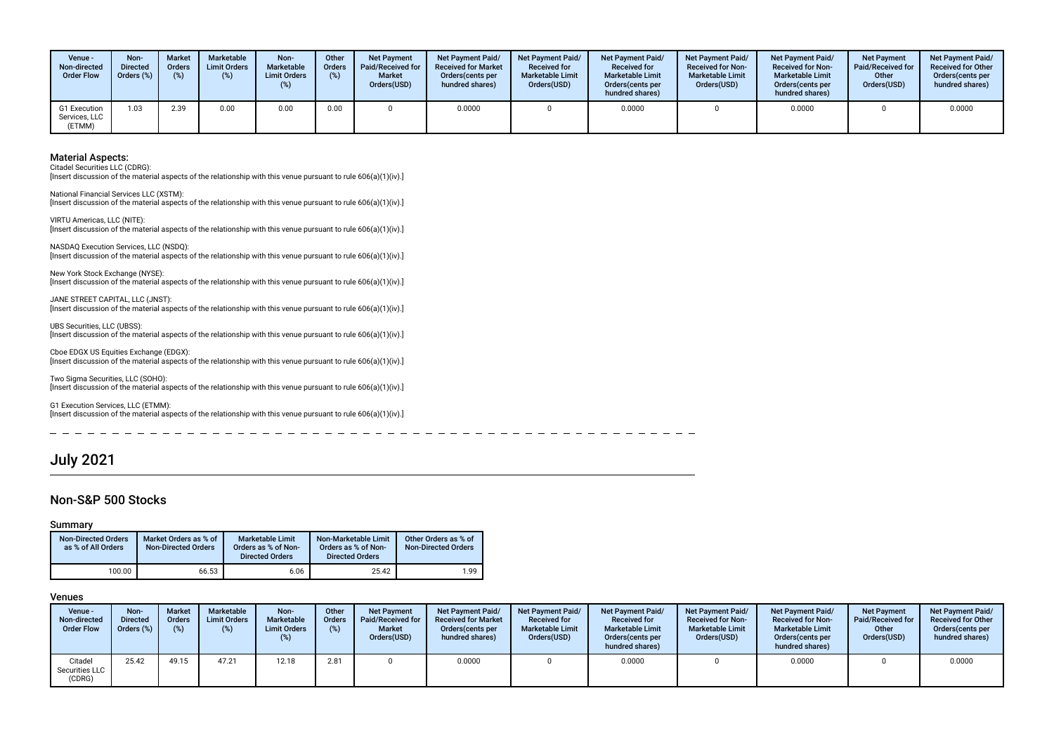| Venue - Non-directed Order Flow | Non-Directed Orders (%) | Market Orders (%) | Marketable Limit Orders (%) | Non-Marketable Limit Orders (%) | Other Orders (%) | Net Payment Paid/Received for Market Orders(USD) | Net Payment Paid/ Received for Market Orders(cents per hundred shares) | Net Payment Paid/ Received for Marketable Limit Orders(USD) | Net Payment Paid/ Received for Marketable Limit Orders(cents per hundred shares) | Net Payment Paid/ Received for Non-Marketable Limit Orders(USD) | Net Payment Paid/ Received for Non-Marketable Limit Orders(cents per hundred shares) | Net Payment Paid/Received for Other Orders(USD) | Net Payment Paid/ Received for Other Orders(cents per hundred shares) |
|---|---|---|---|---|---|---|---|---|---|---|---|---|---|
| G1 Execution Services, LLC (ETMM) | 1.03 | 2.39 | 0.00 | 0.00 | 0.00 | 0 | 0.0000 | 0 | 0.0000 | 0 | 0.0000 | 0 | 0.0000 |

### Material Aspects:

Citadel Securities LLC (CDRG):
[Insert discussion of the material aspects of the relationship with this venue pursuant to rule 606(a)(1)(iv).]

National Financial Services LLC (XSTM):
[Insert discussion of the material aspects of the relationship with this venue pursuant to rule 606(a)(1)(iv).]

VIRTU Americas, LLC (NITE):
[Insert discussion of the material aspects of the relationship with this venue pursuant to rule 606(a)(1)(iv).]

NASDAQ Execution Services, LLC (NSDQ):
[Insert discussion of the material aspects of the relationship with this venue pursuant to rule 606(a)(1)(iv).]

New York Stock Exchange (NYSE):
[Insert discussion of the material aspects of the relationship with this venue pursuant to rule 606(a)(1)(iv).]

JANE STREET CAPITAL, LLC (JNST):
[Insert discussion of the material aspects of the relationship with this venue pursuant to rule 606(a)(1)(iv).]

UBS Securities, LLC (UBSS):
[Insert discussion of the material aspects of the relationship with this venue pursuant to rule 606(a)(1)(iv).]

Cboe EDGX US Equities Exchange (EDGX):
[Insert discussion of the material aspects of the relationship with this venue pursuant to rule 606(a)(1)(iv).]

Two Sigma Securities, LLC (SOHO):
[Insert discussion of the material aspects of the relationship with this venue pursuant to rule 606(a)(1)(iv).]

G1 Execution Services, LLC (ETMM):
[Insert discussion of the material aspects of the relationship with this venue pursuant to rule 606(a)(1)(iv).]

# July 2021

## Non-S&P 500 Stocks

### Summary

| Non-Directed Orders as % of All Orders | Market Orders as % of Non-Directed Orders | Marketable Limit Orders as % of Non-Directed Orders | Non-Marketable Limit Orders as % of Non-Directed Orders | Other Orders as % of Non-Directed Orders |
|---|---|---|---|---|
| 100.00 | 66.53 | 6.06 | 25.42 | 1.99 |

### Venues

| Venue - Non-directed Order Flow | Non-Directed Orders (%) | Market Orders (%) | Marketable Limit Orders (%) | Non-Marketable Limit Orders (%) | Other Orders (%) | Net Payment Paid/Received for Market Orders(USD) | Net Payment Paid/ Received for Market Orders(cents per hundred shares) | Net Payment Paid/ Received for Marketable Limit Orders(USD) | Net Payment Paid/ Received for Marketable Limit Orders(cents per hundred shares) | Net Payment Paid/ Received for Non-Marketable Limit Orders(USD) | Net Payment Paid/ Received for Non-Marketable Limit Orders(cents per hundred shares) | Net Payment Paid/Received for Other Orders(USD) | Net Payment Paid/ Received for Other Orders(cents per hundred shares) |
|---|---|---|---|---|---|---|---|---|---|---|---|---|---|
| Citadel Securities LLC (CDRG) | 25.42 | 49.15 | 47.21 | 12.18 | 2.81 | 0 | 0.0000 | 0 | 0.0000 | 0 | 0.0000 | 0 | 0.0000 |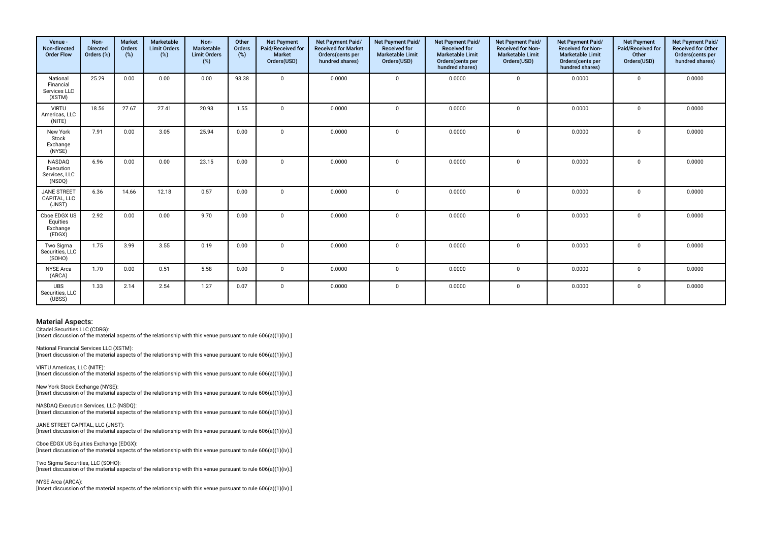| Venue - Non-directed Order Flow | Non-Directed Orders (%) | Market Orders (%) | Marketable Limit Orders (%) | Non-Marketable Limit Orders (%) | Other Orders (%) | Net Payment Paid/Received for Market Orders(USD) | Net Payment Paid/ Received for Market Orders(cents per hundred shares) | Net Payment Paid/ Received for Marketable Limit Orders(USD) | Net Payment Paid/ Received for Marketable Limit Orders(cents per hundred shares) | Net Payment Paid/ Received for Non-Marketable Limit Orders(USD) | Net Payment Paid/ Received for Non-Marketable Limit Orders(cents per hundred shares) | Net Payment Paid/Received for Other Orders(USD) | Net Payment Paid/ Received for Other Orders(cents per hundred shares) |
|---|---|---|---|---|---|---|---|---|---|---|---|---|---|
| National Financial Services LLC (XSTM) | 25.29 | 0.00 | 0.00 | 0.00 | 93.38 | 0 | 0.0000 | 0 | 0.0000 | 0 | 0.0000 | 0 | 0.0000 |
| VIRTU Americas, LLC (NITE) | 18.56 | 27.67 | 27.41 | 20.93 | 1.55 | 0 | 0.0000 | 0 | 0.0000 | 0 | 0.0000 | 0 | 0.0000 |
| New York Stock Exchange (NYSE) | 7.91 | 0.00 | 3.05 | 25.94 | 0.00 | 0 | 0.0000 | 0 | 0.0000 | 0 | 0.0000 | 0 | 0.0000 |
| NASDAQ Execution Services, LLC (NSDQ) | 6.96 | 0.00 | 0.00 | 23.15 | 0.00 | 0 | 0.0000 | 0 | 0.0000 | 0 | 0.0000 | 0 | 0.0000 |
| JANE STREET CAPITAL, LLC (JNST) | 6.36 | 14.66 | 12.18 | 0.57 | 0.00 | 0 | 0.0000 | 0 | 0.0000 | 0 | 0.0000 | 0 | 0.0000 |
| Cboe EDGX US Equities Exchange (EDGX) | 2.92 | 0.00 | 0.00 | 9.70 | 0.00 | 0 | 0.0000 | 0 | 0.0000 | 0 | 0.0000 | 0 | 0.0000 |
| Two Sigma Securities, LLC (SOHO) | 1.75 | 3.99 | 3.55 | 0.19 | 0.00 | 0 | 0.0000 | 0 | 0.0000 | 0 | 0.0000 | 0 | 0.0000 |
| NYSE Arca (ARCA) | 1.70 | 0.00 | 0.51 | 5.58 | 0.00 | 0 | 0.0000 | 0 | 0.0000 | 0 | 0.0000 | 0 | 0.0000 |
| UBS Securities, LLC (UBSS) | 1.33 | 2.14 | 2.54 | 1.27 | 0.07 | 0 | 0.0000 | 0 | 0.0000 | 0 | 0.0000 | 0 | 0.0000 |

## Material Aspects:

Citadel Securities LLC (CDRG):
[Insert discussion of the material aspects of the relationship with this venue pursuant to rule 606(a)(1)(iv).]

National Financial Services LLC (XSTM):
[Insert discussion of the material aspects of the relationship with this venue pursuant to rule 606(a)(1)(iv).]

VIRTU Americas, LLC (NITE):
[Insert discussion of the material aspects of the relationship with this venue pursuant to rule 606(a)(1)(iv).]

New York Stock Exchange (NYSE):
[Insert discussion of the material aspects of the relationship with this venue pursuant to rule 606(a)(1)(iv).]

NASDAQ Execution Services, LLC (NSDQ):
[Insert discussion of the material aspects of the relationship with this venue pursuant to rule 606(a)(1)(iv).]

JANE STREET CAPITAL, LLC (JNST):
[Insert discussion of the material aspects of the relationship with this venue pursuant to rule 606(a)(1)(iv).]

Cboe EDGX US Equities Exchange (EDGX):
[Insert discussion of the material aspects of the relationship with this venue pursuant to rule 606(a)(1)(iv).]

Two Sigma Securities, LLC (SOHO):
[Insert discussion of the material aspects of the relationship with this venue pursuant to rule 606(a)(1)(iv).]

NYSE Arca (ARCA):
[Insert discussion of the material aspects of the relationship with this venue pursuant to rule 606(a)(1)(iv).]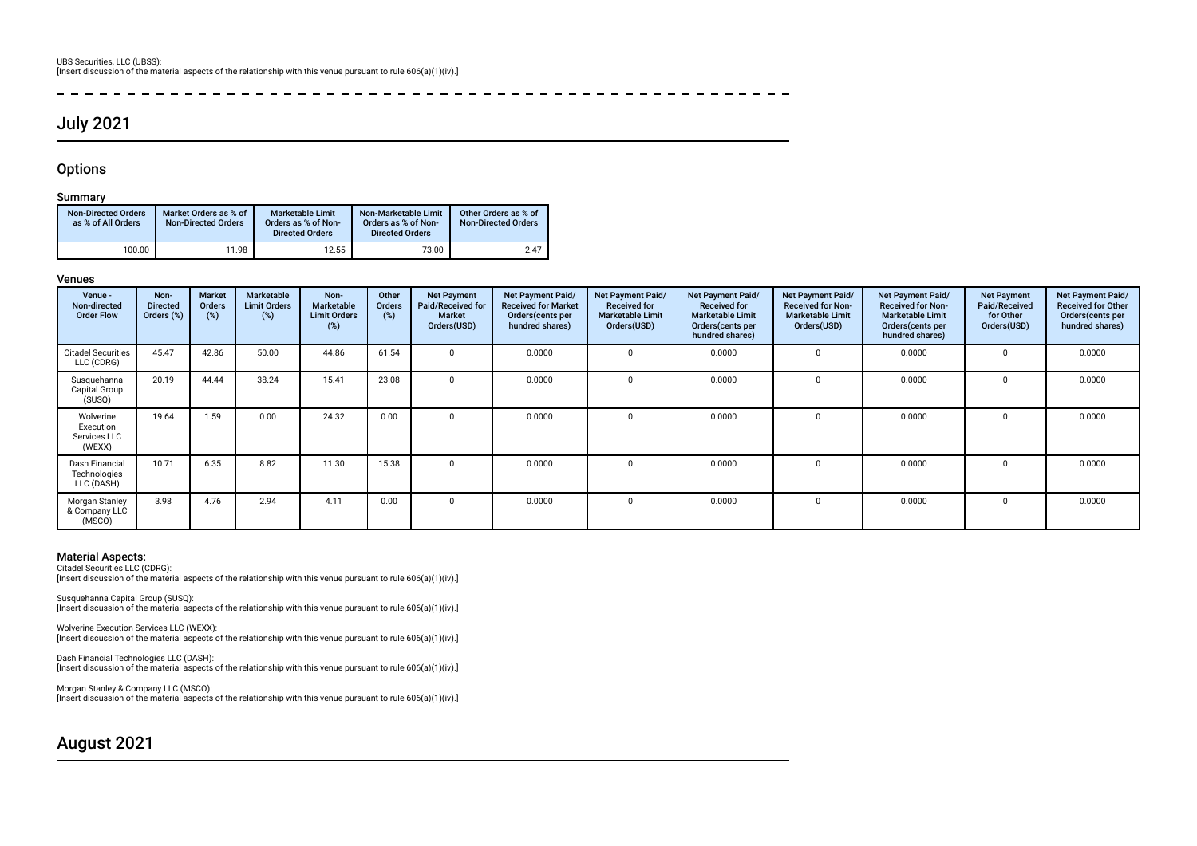UBS Securities, LLC (UBSS):
[Insert discussion of the material aspects of the relationship with this venue pursuant to rule 606(a)(1)(iv).]

## July 2021

### Options

#### Summary

| Non-Directed Orders as % of All Orders | Market Orders as % of Non-Directed Orders | Marketable Limit Orders as % of Non-Directed Orders | Non-Marketable Limit Orders as % of Non-Directed Orders | Other Orders as % of Non-Directed Orders |
|---|---|---|---|---|
| 100.00 | 11.98 | 12.55 | 73.00 | 2.47 |

#### Venues

| Venue - Non-directed Order Flow | Non-Directed Orders (%) | Market Orders (%) | Marketable Limit Orders (%) | Non-Marketable Limit Orders (%) | Other Orders (%) | Net Payment Paid/Received for Market Orders(USD) | Net Payment Paid/ Received for Market Orders(cents per hundred shares) | Net Payment Paid/ Received for Marketable Limit Orders(USD) | Net Payment Paid/ Received for Marketable Limit Orders(cents per hundred shares) | Net Payment Paid/ Received for Non-Marketable Limit Orders(USD) | Net Payment Paid/ Received for Non-Marketable Limit Orders(cents per hundred shares) | Net Payment Paid/Received for Other Orders(USD) | Net Payment Paid/ Received for Other Orders(cents per hundred shares) |
|---|---|---|---|---|---|---|---|---|---|---|---|---|---|
| Citadel Securities LLC (CDRG) | 45.47 | 42.86 | 50.00 | 44.86 | 61.54 | 0 | 0.0000 | 0 | 0.0000 | 0 | 0.0000 | 0 | 0.0000 |
| Susquehanna Capital Group (SUSQ) | 20.19 | 44.44 | 38.24 | 15.41 | 23.08 | 0 | 0.0000 | 0 | 0.0000 | 0 | 0.0000 | 0 | 0.0000 |
| Wolverine Execution Services LLC (WEXX) | 19.64 | 1.59 | 0.00 | 24.32 | 0.00 | 0 | 0.0000 | 0 | 0.0000 | 0 | 0.0000 | 0 | 0.0000 |
| Dash Financial Technologies LLC (DASH) | 10.71 | 6.35 | 8.82 | 11.30 | 15.38 | 0 | 0.0000 | 0 | 0.0000 | 0 | 0.0000 | 0 | 0.0000 |
| Morgan Stanley & Company LLC (MSCO) | 3.98 | 4.76 | 2.94 | 4.11 | 0.00 | 0 | 0.0000 | 0 | 0.0000 | 0 | 0.0000 | 0 | 0.0000 |

#### Material Aspects:

Citadel Securities LLC (CDRG):
[Insert discussion of the material aspects of the relationship with this venue pursuant to rule 606(a)(1)(iv).]

Susquehanna Capital Group (SUSQ):
[Insert discussion of the material aspects of the relationship with this venue pursuant to rule 606(a)(1)(iv).]

Wolverine Execution Services LLC (WEXX):
[Insert discussion of the material aspects of the relationship with this venue pursuant to rule 606(a)(1)(iv).]

Dash Financial Technologies LLC (DASH):
[Insert discussion of the material aspects of the relationship with this venue pursuant to rule 606(a)(1)(iv).]

Morgan Stanley & Company LLC (MSCO):
[Insert discussion of the material aspects of the relationship with this venue pursuant to rule 606(a)(1)(iv).]

## August 2021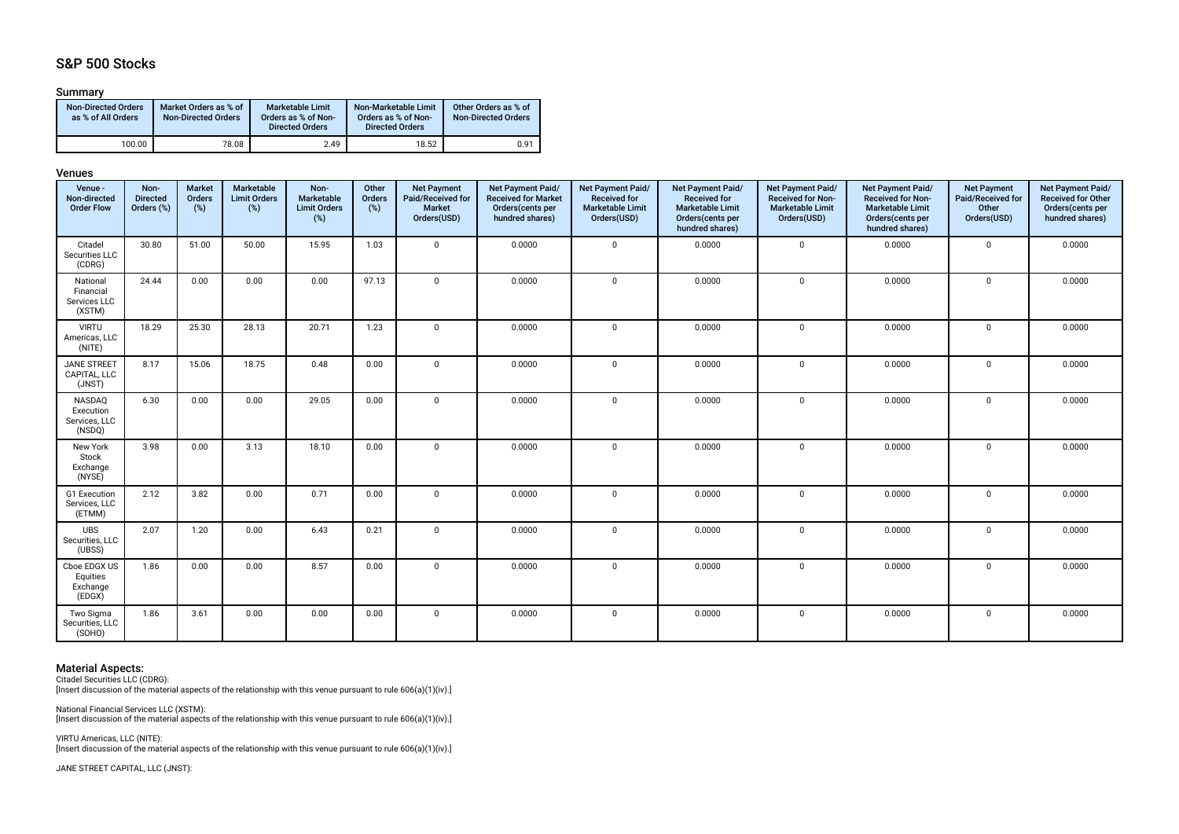## S&P 500 Stocks

### Summary

| Non-Directed Orders as % of All Orders | Market Orders as % of Non-Directed Orders | Marketable Limit Orders as % of Non-Directed Orders | Non-Marketable Limit Orders as % of Non-Directed Orders | Other Orders as % of Non-Directed Orders |
|---|---|---|---|---|
| 100.00 | 78.08 | 2.49 | 18.52 | 0.91 |

### Venues

| Venue - Non-directed Order Flow | Non-Directed Orders (%) | Market Orders (%) | Marketable Limit Orders (%) | Non-Marketable Limit Orders (%) | Other Orders (%) | Net Payment Paid/Received for Market Orders(USD) | Net Payment Paid/Received for Market Orders(cents per hundred shares) | Net Payment Paid/Received for Marketable Limit Orders(USD) | Net Payment Paid/Received for Marketable Limit Orders(cents per hundred shares) | Net Payment Paid/Received for Non-Marketable Limit Orders(USD) | Net Payment Paid/Received for Non-Marketable Limit Orders(cents per hundred shares) | Net Payment Paid/Received for Other Orders(USD) | Net Payment Paid/Received for Other Orders(cents per hundred shares) |
|---|---|---|---|---|---|---|---|---|---|---|---|---|---|
| Citadel Securities LLC (CDRG) | 30.80 | 51.00 | 50.00 | 15.95 | 1.03 | 0 | 0.0000 | 0 | 0.0000 | 0 | 0.0000 | 0 | 0.0000 |
| National Financial Services LLC (XSTM) | 24.44 | 0.00 | 0.00 | 0.00 | 97.13 | 0 | 0.0000 | 0 | 0.0000 | 0 | 0.0000 | 0 | 0.0000 |
| VIRTU Americas, LLC (NITE) | 18.29 | 25.30 | 28.13 | 20.71 | 1.23 | 0 | 0.0000 | 0 | 0.0000 | 0 | 0.0000 | 0 | 0.0000 |
| JANE STREET CAPITAL, LLC (JNST) | 8.17 | 15.06 | 18.75 | 0.48 | 0.00 | 0 | 0.0000 | 0 | 0.0000 | 0 | 0.0000 | 0 | 0.0000 |
| NASDAQ Execution Services, LLC (NSDQ) | 6.30 | 0.00 | 0.00 | 29.05 | 0.00 | 0 | 0.0000 | 0 | 0.0000 | 0 | 0.0000 | 0 | 0.0000 |
| New York Stock Exchange (NYSE) | 3.98 | 0.00 | 3.13 | 18.10 | 0.00 | 0 | 0.0000 | 0 | 0.0000 | 0 | 0.0000 | 0 | 0.0000 |
| G1 Execution Services, LLC (ETMM) | 2.12 | 3.82 | 0.00 | 0.71 | 0.00 | 0 | 0.0000 | 0 | 0.0000 | 0 | 0.0000 | 0 | 0.0000 |
| UBS Securities, LLC (UBSS) | 2.07 | 1.20 | 0.00 | 6.43 | 0.21 | 0 | 0.0000 | 0 | 0.0000 | 0 | 0.0000 | 0 | 0.0000 |
| Cboe EDGX US Equities Exchange (EDGX) | 1.86 | 0.00 | 0.00 | 8.57 | 0.00 | 0 | 0.0000 | 0 | 0.0000 | 0 | 0.0000 | 0 | 0.0000 |
| Two Sigma Securities, LLC (SOHO) | 1.86 | 3.61 | 0.00 | 0.00 | 0.00 | 0 | 0.0000 | 0 | 0.0000 | 0 | 0.0000 | 0 | 0.0000 |

### Material Aspects:

Citadel Securities LLC (CDRG):
[Insert discussion of the material aspects of the relationship with this venue pursuant to rule 606(a)(1)(iv).]

National Financial Services LLC (XSTM):
[Insert discussion of the material aspects of the relationship with this venue pursuant to rule 606(a)(1)(iv).]

VIRTU Americas, LLC (NITE):
[Insert discussion of the material aspects of the relationship with this venue pursuant to rule 606(a)(1)(iv).]

JANE STREET CAPITAL, LLC (JNST):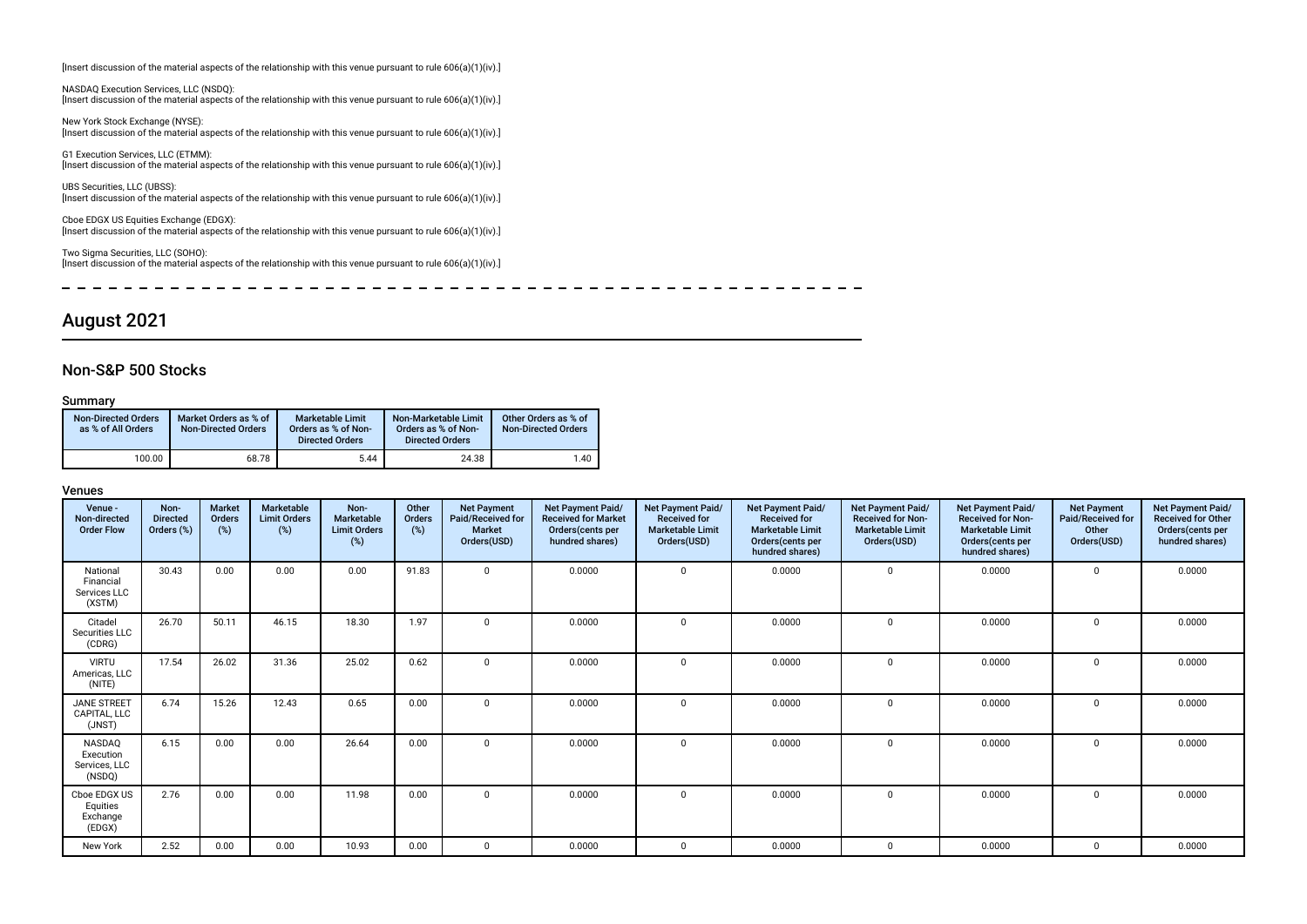[Insert discussion of the material aspects of the relationship with this venue pursuant to rule 606(a)(1)(iv).]

NASDAQ Execution Services, LLC (NSDQ):
[Insert discussion of the material aspects of the relationship with this venue pursuant to rule 606(a)(1)(iv).]

New York Stock Exchange (NYSE):
[Insert discussion of the material aspects of the relationship with this venue pursuant to rule 606(a)(1)(iv).]

G1 Execution Services, LLC (ETMM):
[Insert discussion of the material aspects of the relationship with this venue pursuant to rule 606(a)(1)(iv).]

UBS Securities, LLC (UBSS):
[Insert discussion of the material aspects of the relationship with this venue pursuant to rule 606(a)(1)(iv).]

Cboe EDGX US Equities Exchange (EDGX):
[Insert discussion of the material aspects of the relationship with this venue pursuant to rule 606(a)(1)(iv).]

Two Sigma Securities, LLC (SOHO):
[Insert discussion of the material aspects of the relationship with this venue pursuant to rule 606(a)(1)(iv).]

# August 2021

## Non-S&P 500 Stocks

### Summary

| Non-Directed Orders as % of All Orders | Market Orders as % of Non-Directed Orders | Marketable Limit Orders as % of Non-Directed Orders | Non-Marketable Limit Orders as % of Non-Directed Orders | Other Orders as % of Non-Directed Orders |
|---|---|---|---|---|
| 100.00 | 68.78 | 5.44 | 24.38 | 1.40 |

### Venues

| Venue - Non-directed Order Flow | Non-Directed Orders (%) | Market Orders (%) | Marketable Limit Orders (%) | Non-Marketable Limit Orders (%) | Other Orders (%) | Net Payment Paid/Received for Market Orders(USD) | Net Payment Paid/Received for Market Orders(cents per hundred shares) | Net Payment Paid/Received for Marketable Limit Orders(USD) | Net Payment Paid/Received for Marketable Limit Orders(cents per hundred shares) | Net Payment Paid/Received for Non-Marketable Limit Orders(USD) | Net Payment Paid/Received for Non-Marketable Limit Orders(cents per hundred shares) | Net Payment Paid/Received for Other Orders(USD) | Net Payment Paid/Received for Other Orders(cents per hundred shares) |
|---|---|---|---|---|---|---|---|---|---|---|---|---|---|
| National Financial Services LLC (XSTM) | 30.43 | 0.00 | 0.00 | 0.00 | 91.83 | 0 | 0.0000 | 0 | 0.0000 | 0 | 0.0000 | 0 | 0.0000 |
| Citadel Securities LLC (CDRG) | 26.70 | 50.11 | 46.15 | 18.30 | 1.97 | 0 | 0.0000 | 0 | 0.0000 | 0 | 0.0000 | 0 | 0.0000 |
| VIRTU Americas, LLC (NITE) | 17.54 | 26.02 | 31.36 | 25.02 | 0.62 | 0 | 0.0000 | 0 | 0.0000 | 0 | 0.0000 | 0 | 0.0000 |
| JANE STREET CAPITAL, LLC (JNST) | 6.74 | 15.26 | 12.43 | 0.65 | 0.00 | 0 | 0.0000 | 0 | 0.0000 | 0 | 0.0000 | 0 | 0.0000 |
| NASDAQ Execution Services, LLC (NSDQ) | 6.15 | 0.00 | 0.00 | 26.64 | 0.00 | 0 | 0.0000 | 0 | 0.0000 | 0 | 0.0000 | 0 | 0.0000 |
| Cboe EDGX US Equities Exchange (EDGX) | 2.76 | 0.00 | 0.00 | 11.98 | 0.00 | 0 | 0.0000 | 0 | 0.0000 | 0 | 0.0000 | 0 | 0.0000 |
| New York | 2.52 | 0.00 | 0.00 | 10.93 | 0.00 | 0 | 0.0000 | 0 | 0.0000 | 0 | 0.0000 | 0 | 0.0000 |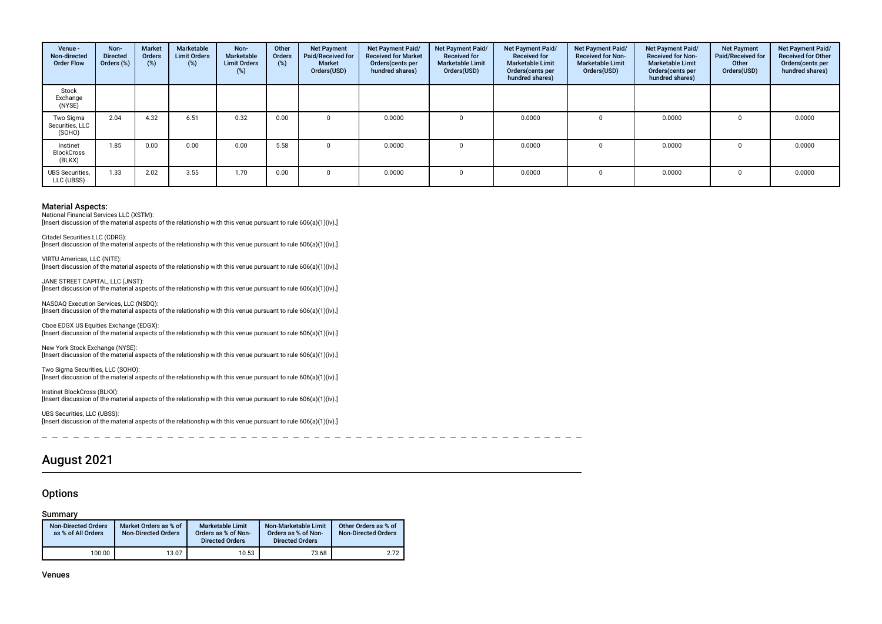| Venue - Non-directed Order Flow | Non-Directed Orders (%) | Market Orders (%) | Marketable Limit Orders (%) | Non-Marketable Limit Orders (%) | Other Orders (%) | Net Payment Paid/Received for Market Orders(USD) | Net Payment Paid/ Received for Market Orders(cents per hundred shares) | Net Payment Paid/ Received for Marketable Limit Orders(USD) | Net Payment Paid/ Received for Marketable Limit Orders(cents per hundred shares) | Net Payment Paid/ Received for Non-Marketable Limit Orders(USD) | Net Payment Paid/ Received for Non-Marketable Limit Orders(cents per hundred shares) | Net Payment Paid/Received for Other Orders(USD) | Net Payment Paid/ Received for Other Orders(cents per hundred shares) |
|---|---|---|---|---|---|---|---|---|---|---|---|---|---|
| Stock Exchange (NYSE) | | | | | | | | | | | | | |
| Two Sigma Securities, LLC (SOHO) | 2.04 | 4.32 | 6.51 | 0.32 | 0.00 | 0 | 0.0000 | 0 | 0.0000 | 0 | 0.0000 | 0 | 0.0000 |
| Instinet BlockCross (BLKX) | 1.85 | 0.00 | 0.00 | 0.00 | 5.58 | 0 | 0.0000 | 0 | 0.0000 | 0 | 0.0000 | 0 | 0.0000 |
| UBS Securities, LLC (UBSS) | 1.33 | 2.02 | 3.55 | 1.70 | 0.00 | 0 | 0.0000 | 0 | 0.0000 | 0 | 0.0000 | 0 | 0.0000 |

### Material Aspects:

National Financial Services LLC (XSTM):
[Insert discussion of the material aspects of the relationship with this venue pursuant to rule 606(a)(1)(iv).]

Citadel Securities LLC (CDRG):
[Insert discussion of the material aspects of the relationship with this venue pursuant to rule 606(a)(1)(iv).]

VIRTU Americas, LLC (NITE):
[Insert discussion of the material aspects of the relationship with this venue pursuant to rule 606(a)(1)(iv).]

JANE STREET CAPITAL, LLC (JNST):
[Insert discussion of the material aspects of the relationship with this venue pursuant to rule 606(a)(1)(iv).]

NASDAQ Execution Services, LLC (NSDQ):
[Insert discussion of the material aspects of the relationship with this venue pursuant to rule 606(a)(1)(iv).]

Cboe EDGX US Equities Exchange (EDGX):
[Insert discussion of the material aspects of the relationship with this venue pursuant to rule 606(a)(1)(iv).]

New York Stock Exchange (NYSE):
[Insert discussion of the material aspects of the relationship with this venue pursuant to rule 606(a)(1)(iv).]

Two Sigma Securities, LLC (SOHO):
[Insert discussion of the material aspects of the relationship with this venue pursuant to rule 606(a)(1)(iv).]

Instinet BlockCross (BLKX):
[Insert discussion of the material aspects of the relationship with this venue pursuant to rule 606(a)(1)(iv).]

UBS Securities, LLC (UBSS):
[Insert discussion of the material aspects of the relationship with this venue pursuant to rule 606(a)(1)(iv).]

# August 2021

## Options

### Summary

| Non-Directed Orders as % of All Orders | Market Orders as % of Non-Directed Orders | Marketable Limit Orders as % of Non-Directed Orders | Non-Marketable Limit Orders as % of Non-Directed Orders | Other Orders as % of Non-Directed Orders |
|---|---|---|---|---|
| 100.00 | 13.07 | 10.53 | 73.68 | 2.72 |

### Venues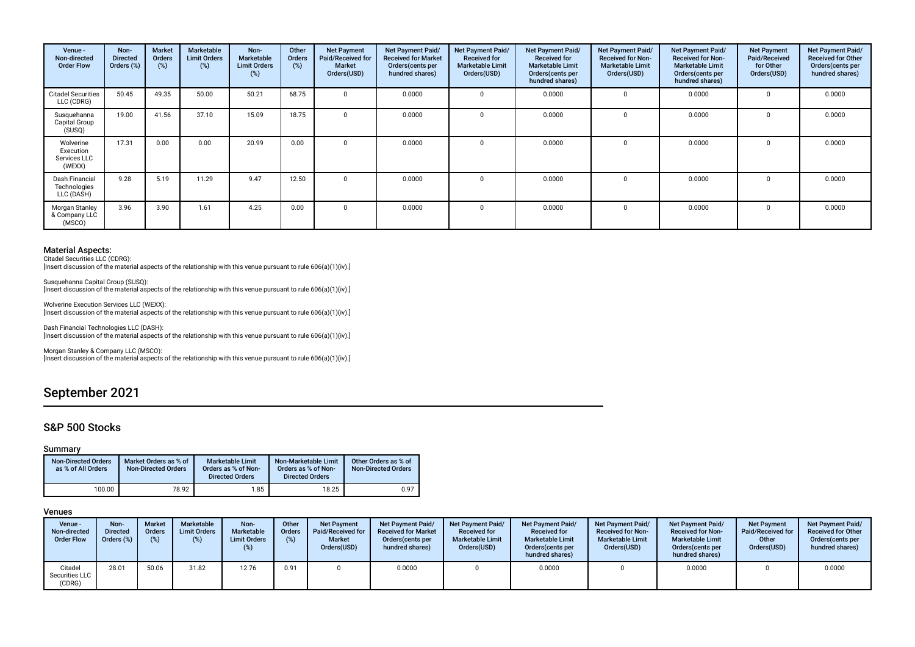| Venue - Non-directed Order Flow | Non-Directed Orders (%) | Market Orders (%) | Marketable Limit Orders (%) | Non-Marketable Limit Orders (%) | Other Orders (%) | Net Payment Paid/Received for Market Orders(USD) | Net Payment Paid/Received for Market Orders(cents per hundred shares) | Net Payment Paid/Received for Marketable Limit Orders(USD) | Net Payment Paid/Received for Marketable Limit Orders(cents per hundred shares) | Net Payment Paid/Received for Non-Marketable Limit Orders(USD) | Net Payment Paid/Received for Non-Marketable Limit Orders(cents per hundred shares) | Net Payment Paid/Received for Other Orders(USD) | Net Payment Paid/Received for Other Orders(cents per hundred shares) |
|---|---|---|---|---|---|---|---|---|---|---|---|---|---|
| Citadel Securities LLC (CDRG) | 50.45 | 49.35 | 50.00 | 50.21 | 68.75 | 0 | 0.0000 | 0 | 0.0000 | 0 | 0.0000 | 0 | 0.0000 |
| Susquehanna Capital Group (SUSQ) | 19.00 | 41.56 | 37.10 | 15.09 | 18.75 | 0 | 0.0000 | 0 | 0.0000 | 0 | 0.0000 | 0 | 0.0000 |
| Wolverine Execution Services LLC (WEXX) | 17.31 | 0.00 | 0.00 | 20.99 | 0.00 | 0 | 0.0000 | 0 | 0.0000 | 0 | 0.0000 | 0 | 0.0000 |
| Dash Financial Technologies LLC (DASH) | 9.28 | 5.19 | 11.29 | 9.47 | 12.50 | 0 | 0.0000 | 0 | 0.0000 | 0 | 0.0000 | 0 | 0.0000 |
| Morgan Stanley & Company LLC (MSCO) | 3.96 | 3.90 | 1.61 | 4.25 | 0.00 | 0 | 0.0000 | 0 | 0.0000 | 0 | 0.0000 | 0 | 0.0000 |

### Material Aspects:

Citadel Securities LLC (CDRG):
[Insert discussion of the material aspects of the relationship with this venue pursuant to rule 606(a)(1)(iv).]

Susquehanna Capital Group (SUSQ):
[Insert discussion of the material aspects of the relationship with this venue pursuant to rule 606(a)(1)(iv).]

Wolverine Execution Services LLC (WEXX):
[Insert discussion of the material aspects of the relationship with this venue pursuant to rule 606(a)(1)(iv).]

Dash Financial Technologies LLC (DASH):
[Insert discussion of the material aspects of the relationship with this venue pursuant to rule 606(a)(1)(iv).]

Morgan Stanley & Company LLC (MSCO):
[Insert discussion of the material aspects of the relationship with this venue pursuant to rule 606(a)(1)(iv).]

# September 2021

## S&P 500 Stocks

### Summary

| Non-Directed Orders as % of All Orders | Market Orders as % of Non-Directed Orders | Marketable Limit Orders as % of Non-Directed Orders | Non-Marketable Limit Orders as % of Non-Directed Orders | Other Orders as % of Non-Directed Orders |
|---|---|---|---|---|
| 100.00 | 78.92 | 1.85 | 18.25 | 0.97 |

### Venues

| Venue - Non-directed Order Flow | Non-Directed Orders (%) | Market Orders (%) | Marketable Limit Orders (%) | Non-Marketable Limit Orders (%) | Other Orders (%) | Net Payment Paid/Received for Market Orders(USD) | Net Payment Paid/Received for Market Orders(cents per hundred shares) | Net Payment Paid/Received for Marketable Limit Orders(USD) | Net Payment Paid/Received for Marketable Limit Orders(cents per hundred shares) | Net Payment Paid/Received for Non-Marketable Limit Orders(USD) | Net Payment Paid/Received for Non-Marketable Limit Orders(cents per hundred shares) | Net Payment Paid/Received for Other Orders(USD) | Net Payment Paid/Received for Other Orders(cents per hundred shares) |
|---|---|---|---|---|---|---|---|---|---|---|---|---|---|
| Citadel Securities LLC (CDRG) | 28.01 | 50.06 | 31.82 | 12.76 | 0.91 | 0 | 0.0000 | 0 | 0.0000 | 0 | 0.0000 | 0 | 0.0000 |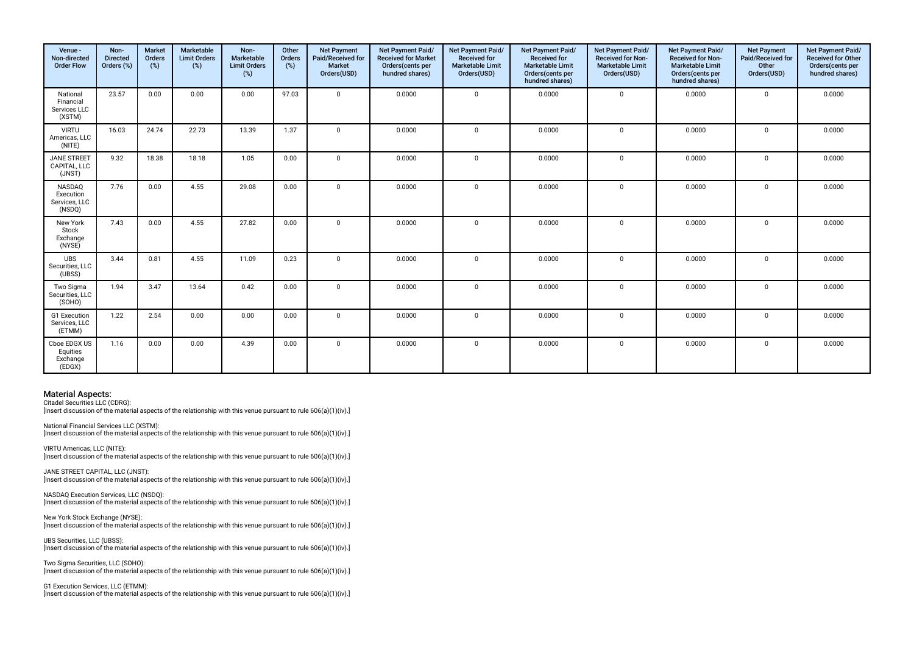| Venue - Non-directed Order Flow | Non-Directed Orders (%) | Market Orders (%) | Marketable Limit Orders (%) | Non-Marketable Limit Orders (%) | Other Orders (%) | Net Payment Paid/Received for Market Orders(USD) | Net Payment Paid/ Received for Market Orders(cents per hundred shares) | Net Payment Paid/ Received for Marketable Limit Orders(USD) | Net Payment Paid/ Received for Marketable Limit Orders(cents per hundred shares) | Net Payment Paid/ Received for Non-Marketable Limit Orders(USD) | Net Payment Paid/ Received for Non-Marketable Limit Orders(cents per hundred shares) | Net Payment Paid/Received for Other Orders(USD) | Net Payment Paid/ Received for Other Orders(cents per hundred shares) |
|---|---|---|---|---|---|---|---|---|---|---|---|---|---|
| National Financial Services LLC (XSTM) | 23.57 | 0.00 | 0.00 | 0.00 | 97.03 | 0 | 0.0000 | 0 | 0.0000 | 0 | 0.0000 | 0 | 0.0000 |
| VIRTU Americas, LLC (NITE) | 16.03 | 24.74 | 22.73 | 13.39 | 1.37 | 0 | 0.0000 | 0 | 0.0000 | 0 | 0.0000 | 0 | 0.0000 |
| JANE STREET CAPITAL, LLC (JNST) | 9.32 | 18.38 | 18.18 | 1.05 | 0.00 | 0 | 0.0000 | 0 | 0.0000 | 0 | 0.0000 | 0 | 0.0000 |
| NASDAQ Execution Services, LLC (NSDQ) | 7.76 | 0.00 | 4.55 | 29.08 | 0.00 | 0 | 0.0000 | 0 | 0.0000 | 0 | 0.0000 | 0 | 0.0000 |
| New York Stock Exchange (NYSE) | 7.43 | 0.00 | 4.55 | 27.82 | 0.00 | 0 | 0.0000 | 0 | 0.0000 | 0 | 0.0000 | 0 | 0.0000 |
| UBS Securities, LLC (UBSS) | 3.44 | 0.81 | 4.55 | 11.09 | 0.23 | 0 | 0.0000 | 0 | 0.0000 | 0 | 0.0000 | 0 | 0.0000 |
| Two Sigma Securities, LLC (SOHO) | 1.94 | 3.47 | 13.64 | 0.42 | 0.00 | 0 | 0.0000 | 0 | 0.0000 | 0 | 0.0000 | 0 | 0.0000 |
| G1 Execution Services, LLC (ETMM) | 1.22 | 2.54 | 0.00 | 0.00 | 0.00 | 0 | 0.0000 | 0 | 0.0000 | 0 | 0.0000 | 0 | 0.0000 |
| Cboe EDGX US Equities Exchange (EDGX) | 1.16 | 0.00 | 0.00 | 4.39 | 0.00 | 0 | 0.0000 | 0 | 0.0000 | 0 | 0.0000 | 0 | 0.0000 |

## Material Aspects:

Citadel Securities LLC (CDRG):
[Insert discussion of the material aspects of the relationship with this venue pursuant to rule 606(a)(1)(iv).]

National Financial Services LLC (XSTM):
[Insert discussion of the material aspects of the relationship with this venue pursuant to rule 606(a)(1)(iv).]

VIRTU Americas, LLC (NITE):
[Insert discussion of the material aspects of the relationship with this venue pursuant to rule 606(a)(1)(iv).]

JANE STREET CAPITAL, LLC (JNST):
[Insert discussion of the material aspects of the relationship with this venue pursuant to rule 606(a)(1)(iv).]

NASDAQ Execution Services, LLC (NSDQ):
[Insert discussion of the material aspects of the relationship with this venue pursuant to rule 606(a)(1)(iv).]

New York Stock Exchange (NYSE):
[Insert discussion of the material aspects of the relationship with this venue pursuant to rule 606(a)(1)(iv).]

UBS Securities, LLC (UBSS):
[Insert discussion of the material aspects of the relationship with this venue pursuant to rule 606(a)(1)(iv).]

Two Sigma Securities, LLC (SOHO):
[Insert discussion of the material aspects of the relationship with this venue pursuant to rule 606(a)(1)(iv).]

G1 Execution Services, LLC (ETMM):
[Insert discussion of the material aspects of the relationship with this venue pursuant to rule 606(a)(1)(iv).]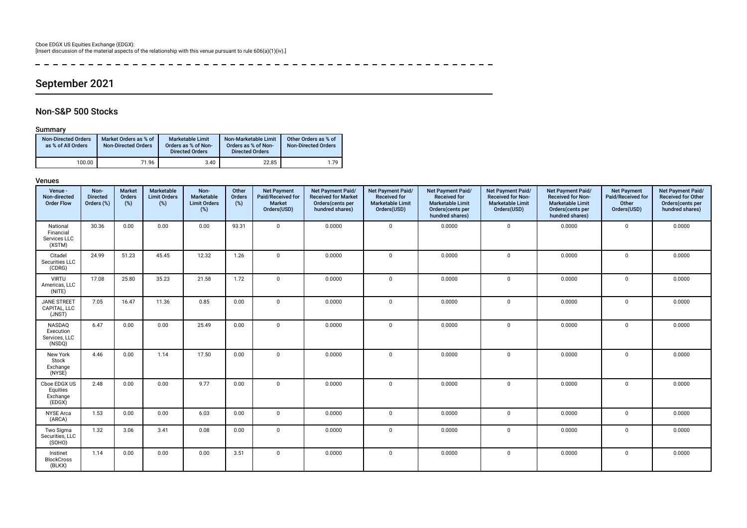Cboe EDGX US Equities Exchange (EDGX):
[Insert discussion of the material aspects of the relationship with this venue pursuant to rule 606(a)(1)(iv).]

## September 2021

### Non-S&P 500 Stocks

#### Summary

| Non-Directed Orders as % of All Orders | Market Orders as % of Non-Directed Orders | Marketable Limit Orders as % of Non-Directed Orders | Non-Marketable Limit Orders as % of Non-Directed Orders | Other Orders as % of Non-Directed Orders |
|---|---|---|---|---|
| 100.00 | 71.96 | 3.40 | 22.85 | 1.79 |

#### Venues

| Venue - Non-directed Order Flow | Non-Directed Orders (%) | Market Orders (%) | Marketable Limit Orders (%) | Non-Marketable Limit Orders (%) | Other Orders (%) | Net Payment Paid/Received for Market Orders(USD) | Net Payment Paid/Received for Market Orders(cents per hundred shares) | Net Payment Paid/Received for Marketable Limit Orders(USD) | Net Payment Paid/Received for Marketable Limit Orders(cents per hundred shares) | Net Payment Paid/Received for Non-Marketable Limit Orders(USD) | Net Payment Paid/Received for Non-Marketable Limit Orders(cents per hundred shares) | Net Payment Paid/Received for Other Orders(USD) | Net Payment Paid/Received for Other Orders(cents per hundred shares) |
|---|---|---|---|---|---|---|---|---|---|---|---|---|---|
| National Financial Services LLC (XSTM) | 30.36 | 0.00 | 0.00 | 0.00 | 93.31 | 0 | 0.0000 | 0 | 0.0000 | 0 | 0.0000 | 0 | 0.0000 |
| Citadel Securities LLC (CDRG) | 24.99 | 51.23 | 45.45 | 12.32 | 1.26 | 0 | 0.0000 | 0 | 0.0000 | 0 | 0.0000 | 0 | 0.0000 |
| VIRTU Americas, LLC (NITE) | 17.08 | 25.80 | 35.23 | 21.58 | 1.72 | 0 | 0.0000 | 0 | 0.0000 | 0 | 0.0000 | 0 | 0.0000 |
| JANE STREET CAPITAL, LLC (JNST) | 7.05 | 16.47 | 11.36 | 0.85 | 0.00 | 0 | 0.0000 | 0 | 0.0000 | 0 | 0.0000 | 0 | 0.0000 |
| NASDAQ Execution Services, LLC (NSDQ) | 6.47 | 0.00 | 0.00 | 25.49 | 0.00 | 0 | 0.0000 | 0 | 0.0000 | 0 | 0.0000 | 0 | 0.0000 |
| New York Stock Exchange (NYSE) | 4.46 | 0.00 | 1.14 | 17.50 | 0.00 | 0 | 0.0000 | 0 | 0.0000 | 0 | 0.0000 | 0 | 0.0000 |
| Cboe EDGX US Equities Exchange (EDGX) | 2.48 | 0.00 | 0.00 | 9.77 | 0.00 | 0 | 0.0000 | 0 | 0.0000 | 0 | 0.0000 | 0 | 0.0000 |
| NYSE Arca (ARCA) | 1.53 | 0.00 | 0.00 | 6.03 | 0.00 | 0 | 0.0000 | 0 | 0.0000 | 0 | 0.0000 | 0 | 0.0000 |
| Two Sigma Securities, LLC (SOHO) | 1.32 | 3.06 | 3.41 | 0.08 | 0.00 | 0 | 0.0000 | 0 | 0.0000 | 0 | 0.0000 | 0 | 0.0000 |
| Instinet BlockCross (BLKX) | 1.14 | 0.00 | 0.00 | 0.00 | 3.51 | 0 | 0.0000 | 0 | 0.0000 | 0 | 0.0000 | 0 | 0.0000 |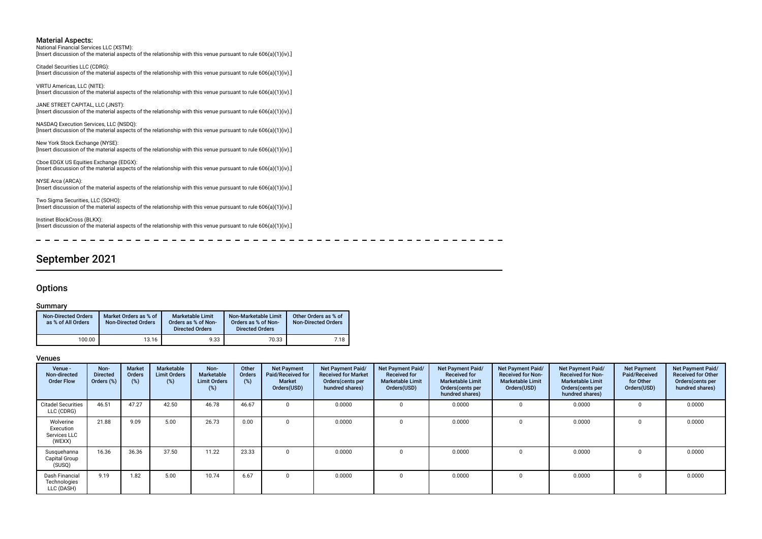### Material Aspects:

National Financial Services LLC (XSTM):
[Insert discussion of the material aspects of the relationship with this venue pursuant to rule 606(a)(1)(iv).]

Citadel Securities LLC (CDRG):
[Insert discussion of the material aspects of the relationship with this venue pursuant to rule 606(a)(1)(iv).]

VIRTU Americas, LLC (NITE):
[Insert discussion of the material aspects of the relationship with this venue pursuant to rule 606(a)(1)(iv).]

JANE STREET CAPITAL, LLC (JNST):
[Insert discussion of the material aspects of the relationship with this venue pursuant to rule 606(a)(1)(iv).]

NASDAQ Execution Services, LLC (NSDQ):
[Insert discussion of the material aspects of the relationship with this venue pursuant to rule 606(a)(1)(iv).]

New York Stock Exchange (NYSE):
[Insert discussion of the material aspects of the relationship with this venue pursuant to rule 606(a)(1)(iv).]

Cboe EDGX US Equities Exchange (EDGX):
[Insert discussion of the material aspects of the relationship with this venue pursuant to rule 606(a)(1)(iv).]

NYSE Arca (ARCA):
[Insert discussion of the material aspects of the relationship with this venue pursuant to rule 606(a)(1)(iv).]

Two Sigma Securities, LLC (SOHO):
[Insert discussion of the material aspects of the relationship with this venue pursuant to rule 606(a)(1)(iv).]

Instinet BlockCross (BLKX):
[Insert discussion of the material aspects of the relationship with this venue pursuant to rule 606(a)(1)(iv).]

# September 2021

## Options

### Summary

| Non-Directed Orders as % of All Orders | Market Orders as % of Non-Directed Orders | Marketable Limit Orders as % of Non-Directed Orders | Non-Marketable Limit Orders as % of Non-Directed Orders | Other Orders as % of Non-Directed Orders |
|---|---|---|---|---|
| 100.00 | 13.16 | 9.33 | 70.33 | 7.18 |

### Venues

| Venue - Non-directed Order Flow | Non-Directed Orders (%) | Market Orders (%) | Marketable Limit Orders (%) | Non-Marketable Limit Orders (%) | Other Orders (%) | Net Payment Paid/Received for Market Orders(USD) | Net Payment Paid/Received for Market Orders(cents per hundred shares) | Net Payment Paid/Received for Marketable Limit Orders(USD) | Net Payment Paid/Received for Marketable Limit Orders(cents per hundred shares) | Net Payment Paid/Received for Non-Marketable Limit Orders(USD) | Net Payment Paid/Received for Non-Marketable Limit Orders(cents per hundred shares) | Net Payment Paid/Received for Other Orders(USD) | Net Payment Paid/Received for Other Orders(cents per hundred shares) |
|---|---|---|---|---|---|---|---|---|---|---|---|---|---|
| Citadel Securities LLC (CDRG) | 46.51 | 47.27 | 42.50 | 46.78 | 46.67 | 0 | 0.0000 | 0 | 0.0000 | 0 | 0.0000 | 0 | 0.0000 |
| Wolverine Execution Services LLC (WEXX) | 21.88 | 9.09 | 5.00 | 26.73 | 0.00 | 0 | 0.0000 | 0 | 0.0000 | 0 | 0.0000 | 0 | 0.0000 |
| Susquehanna Capital Group (SUSQ) | 16.36 | 36.36 | 37.50 | 11.22 | 23.33 | 0 | 0.0000 | 0 | 0.0000 | 0 | 0.0000 | 0 | 0.0000 |
| Dash Financial Technologies LLC (DASH) | 9.19 | 1.82 | 5.00 | 10.74 | 6.67 | 0 | 0.0000 | 0 | 0.0000 | 0 | 0.0000 | 0 | 0.0000 |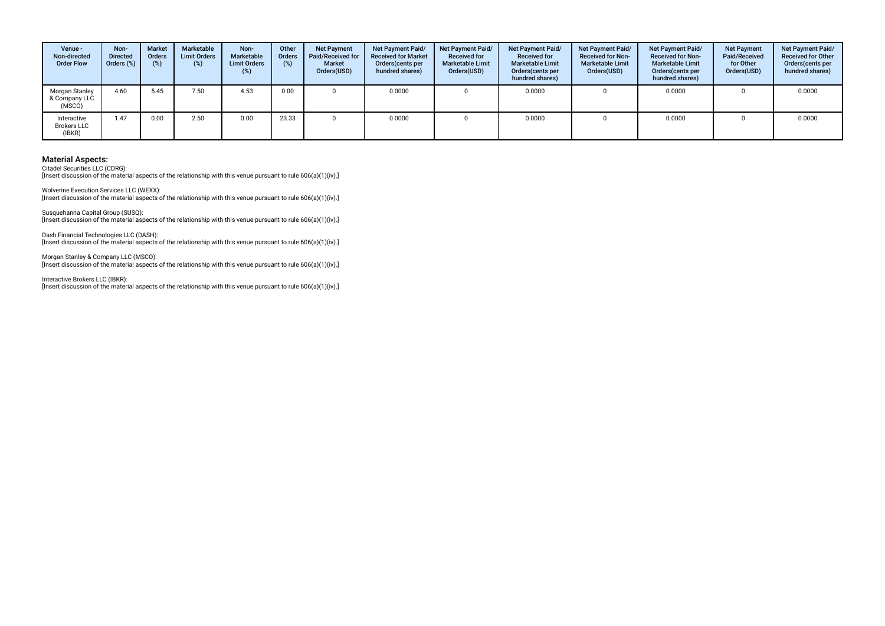| Venue - Non-directed Order Flow | Non-Directed Orders (%) | Market Orders (%) | Marketable Limit Orders (%) | Non-Marketable Limit Orders (%) | Other Orders (%) | Net Payment Paid/Received for Market Orders(USD) | Net Payment Paid/ Received for Market Orders(cents per hundred shares) | Net Payment Paid/ Received for Marketable Limit Orders(USD) | Net Payment Paid/ Received for Marketable Limit Orders(cents per hundred shares) | Net Payment Paid/ Received for Non-Marketable Limit Orders(USD) | Net Payment Paid/ Received for Non-Marketable Limit Orders(cents per hundred shares) | Net Payment Paid/Received for Other Orders(USD) | Net Payment Paid/ Received for Other Orders(cents per hundred shares) |
|---|---|---|---|---|---|---|---|---|---|---|---|---|---|
| Morgan Stanley & Company LLC (MSCO) | 4.60 | 5.45 | 7.50 | 4.53 | 0.00 | 0 | 0.0000 | 0 | 0.0000 | 0 | 0.0000 | 0 | 0.0000 |
| Interactive Brokers LLC (IBKR) | 1.47 | 0.00 | 2.50 | 0.00 | 23.33 | 0 | 0.0000 | 0 | 0.0000 | 0 | 0.0000 | 0 | 0.0000 |

## Material Aspects:

Citadel Securities LLC (CDRG):
[Insert discussion of the material aspects of the relationship with this venue pursuant to rule 606(a)(1)(iv).]

Wolverine Execution Services LLC (WEXX):
[Insert discussion of the material aspects of the relationship with this venue pursuant to rule 606(a)(1)(iv).]

Susquehanna Capital Group (SUSQ):
[Insert discussion of the material aspects of the relationship with this venue pursuant to rule 606(a)(1)(iv).]

Dash Financial Technologies LLC (DASH):
[Insert discussion of the material aspects of the relationship with this venue pursuant to rule 606(a)(1)(iv).]

Morgan Stanley & Company LLC (MSCO):
[Insert discussion of the material aspects of the relationship with this venue pursuant to rule 606(a)(1)(iv).]

Interactive Brokers LLC (IBKR):
[Insert discussion of the material aspects of the relationship with this venue pursuant to rule 606(a)(1)(iv).]